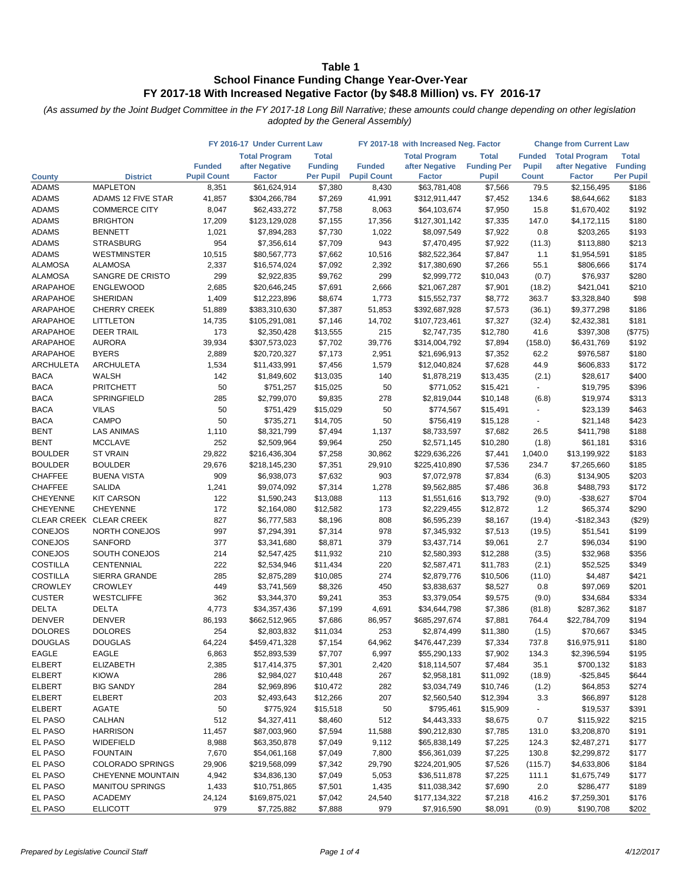# Table 1
## School Finance Funding Change Year-Over-Year
## FY 2017-18 With Increased Negative Factor (by $48.8 Million) vs. FY 2016-17

*(As assumed by the Joint Budget Committee in the FY 2017-18 Long Bill Narrative; these amounts could change depending on other legislation adopted by the General Assembly)*

| | | FY 2016-17 Under Current Law | | | FY 2017-18 with Increased Neg. Factor | | | Change from Current Law | | |
|---|---|---|---|---|---|---|---|---|---|---|
| County | District | Funded Pupil Count | Total Program after Negative Factor | Total Funding Per Pupil | Funded Pupil Count | Total Program after Negative Factor | Total Funding Per Pupil | Funded Pupil Count | Total Program after Negative Factor | Total Funding Per Pupil |
| ADAMS | MAPLETON | 8,351 | $61,624,914 | $7,380 | 8,430 | $63,781,408 | $7,566 | 79.5 | $2,156,495 | $186 |
| ADAMS | ADAMS 12 FIVE STAR | 41,857 | $304,266,784 | $7,269 | 41,991 | $312,911,447 | $7,452 | 134.6 | $8,644,662 | $183 |
| ADAMS | COMMERCE CITY | 8,047 | $62,433,272 | $7,758 | 8,063 | $64,103,674 | $7,950 | 15.8 | $1,670,402 | $192 |
| ADAMS | BRIGHTON | 17,209 | $123,129,028 | $7,155 | 17,356 | $127,301,142 | $7,335 | 147.0 | $4,172,115 | $180 |
| ADAMS | BENNETT | 1,021 | $7,894,283 | $7,730 | 1,022 | $8,097,549 | $7,922 | 0.8 | $203,265 | $193 |
| ADAMS | STRASBURG | 954 | $7,356,614 | $7,709 | 943 | $7,470,495 | $7,922 | (11.3) | $113,880 | $213 |
| ADAMS | WESTMINSTER | 10,515 | $80,567,773 | $7,662 | 10,516 | $82,522,364 | $7,847 | 1.1 | $1,954,591 | $185 |
| ALAMOSA | ALAMOSA | 2,337 | $16,574,024 | $7,092 | 2,392 | $17,380,690 | $7,266 | 55.1 | $806,666 | $174 |
| ALAMOSA | SANGRE DE CRISTO | 299 | $2,922,835 | $9,762 | 299 | $2,999,772 | $10,043 | (0.7) | $76,937 | $280 |
| ARAPAHOE | ENGLEWOOD | 2,685 | $20,646,245 | $7,691 | 2,666 | $21,067,287 | $7,901 | (18.2) | $421,041 | $210 |
| ARAPAHOE | SHERIDAN | 1,409 | $12,223,896 | $8,674 | 1,773 | $15,552,737 | $8,772 | 363.7 | $3,328,840 | $98 |
| ARAPAHOE | CHERRY CREEK | 51,889 | $383,310,630 | $7,387 | 51,853 | $392,687,928 | $7,573 | (36.1) | $9,377,298 | $186 |
| ARAPAHOE | LITTLETON | 14,735 | $105,291,081 | $7,146 | 14,702 | $107,723,461 | $7,327 | (32.4) | $2,432,381 | $181 |
| ARAPAHOE | DEER TRAIL | 173 | $2,350,428 | $13,555 | 215 | $2,747,735 | $12,780 | 41.6 | $397,308 | ($775) |
| ARAPAHOE | AURORA | 39,934 | $307,573,023 | $7,702 | 39,776 | $314,004,792 | $7,894 | (158.0) | $6,431,769 | $192 |
| ARAPAHOE | BYERS | 2,889 | $20,720,327 | $7,173 | 2,951 | $21,696,913 | $7,352 | 62.2 | $976,587 | $180 |
| ARCHULETA | ARCHULETA | 1,534 | $11,433,991 | $7,456 | 1,579 | $12,040,824 | $7,628 | 44.9 | $606,833 | $172 |
| BACA | WALSH | 142 | $1,849,602 | $13,035 | 140 | $1,878,219 | $13,435 | (2.1) | $28,617 | $400 |
| BACA | PRITCHETT | 50 | $751,257 | $15,025 | 50 | $771,052 | $15,421 | - | $19,795 | $396 |
| BACA | SPRINGFIELD | 285 | $2,799,070 | $9,835 | 278 | $2,819,044 | $10,148 | (6.8) | $19,974 | $313 |
| BACA | VILAS | 50 | $751,429 | $15,029 | 50 | $774,567 | $15,491 | - | $23,139 | $463 |
| BACA | CAMPO | 50 | $735,271 | $14,705 | 50 | $756,419 | $15,128 | - | $21,148 | $423 |
| BENT | LAS ANIMAS | 1,110 | $8,321,799 | $7,494 | 1,137 | $8,733,597 | $7,682 | 26.5 | $411,798 | $188 |
| BENT | MCCLAVE | 252 | $2,509,964 | $9,964 | 250 | $2,571,145 | $10,280 | (1.8) | $61,181 | $316 |
| BOULDER | ST VRAIN | 29,822 | $216,436,304 | $7,258 | 30,862 | $229,636,226 | $7,441 | 1,040.0 | $13,199,922 | $183 |
| BOULDER | BOULDER | 29,676 | $218,145,230 | $7,351 | 29,910 | $225,410,890 | $7,536 | 234.7 | $7,265,660 | $185 |
| CHAFFEE | BUENA VISTA | 909 | $6,938,073 | $7,632 | 903 | $7,072,978 | $7,834 | (6.3) | $134,905 | $203 |
| CHAFFEE | SALIDA | 1,241 | $9,074,092 | $7,314 | 1,278 | $9,562,885 | $7,486 | 36.8 | $488,793 | $172 |
| CHEYENNE | KIT CARSON | 122 | $1,590,243 | $13,088 | 113 | $1,551,616 | $13,792 | (9.0) | -$38,627 | $704 |
| CHEYENNE | CHEYENNE | 172 | $2,164,080 | $12,582 | 173 | $2,229,455 | $12,872 | 1.2 | $65,374 | $290 |
| CLEAR CREEK | CLEAR CREEK | 827 | $6,777,583 | $8,196 | 808 | $6,595,239 | $8,167 | (19.4) | -$182,343 | ($29) |
| CONEJOS | NORTH CONEJOS | 997 | $7,294,391 | $7,314 | 978 | $7,345,932 | $7,513 | (19.5) | $51,541 | $199 |
| CONEJOS | SANFORD | 377 | $3,341,680 | $8,871 | 379 | $3,437,714 | $9,061 | 2.7 | $96,034 | $190 |
| CONEJOS | SOUTH CONEJOS | 214 | $2,547,425 | $11,932 | 210 | $2,580,393 | $12,288 | (3.5) | $32,968 | $356 |
| COSTILLA | CENTENNIAL | 222 | $2,534,946 | $11,434 | 220 | $2,587,471 | $11,783 | (2.1) | $52,525 | $349 |
| COSTILLA | SIERRA GRANDE | 285 | $2,875,289 | $10,085 | 274 | $2,879,776 | $10,506 | (11.0) | $4,487 | $421 |
| CROWLEY | CROWLEY | 449 | $3,741,569 | $8,326 | 450 | $3,838,637 | $8,527 | 0.8 | $97,069 | $201 |
| CUSTER | WESTCLIFFE | 362 | $3,344,370 | $9,241 | 353 | $3,379,054 | $9,575 | (9.0) | $34,684 | $334 |
| DELTA | DELTA | 4,773 | $34,357,436 | $7,199 | 4,691 | $34,644,798 | $7,386 | (81.8) | $287,362 | $187 |
| DENVER | DENVER | 86,193 | $662,512,965 | $7,686 | 86,957 | $685,297,674 | $7,881 | 764.4 | $22,784,709 | $194 |
| DOLORES | DOLORES | 254 | $2,803,832 | $11,034 | 253 | $2,874,499 | $11,380 | (1.5) | $70,667 | $345 |
| DOUGLAS | DOUGLAS | 64,224 | $459,471,328 | $7,154 | 64,962 | $476,447,239 | $7,334 | 737.8 | $16,975,911 | $180 |
| EAGLE | EAGLE | 6,863 | $52,893,539 | $7,707 | 6,997 | $55,290,133 | $7,902 | 134.3 | $2,396,594 | $195 |
| ELBERT | ELIZABETH | 2,385 | $17,414,375 | $7,301 | 2,420 | $18,114,507 | $7,484 | 35.1 | $700,132 | $183 |
| ELBERT | KIOWA | 286 | $2,984,027 | $10,448 | 267 | $2,958,181 | $11,092 | (18.9) | -$25,845 | $644 |
| ELBERT | BIG SANDY | 284 | $2,969,896 | $10,472 | 282 | $3,034,749 | $10,746 | (1.2) | $64,853 | $274 |
| ELBERT | ELBERT | 203 | $2,493,643 | $12,266 | 207 | $2,560,540 | $12,394 | 3.3 | $66,897 | $128 |
| ELBERT | AGATE | 50 | $775,924 | $15,518 | 50 | $795,461 | $15,909 | - | $19,537 | $391 |
| EL PASO | CALHAN | 512 | $4,327,411 | $8,460 | 512 | $4,443,333 | $8,675 | 0.7 | $115,922 | $215 |
| EL PASO | HARRISON | 11,457 | $87,003,960 | $7,594 | 11,588 | $90,212,830 | $7,785 | 131.0 | $3,208,870 | $191 |
| EL PASO | WIDEFIELD | 8,988 | $63,350,878 | $7,049 | 9,112 | $65,838,149 | $7,225 | 124.3 | $2,487,271 | $177 |
| EL PASO | FOUNTAIN | 7,670 | $54,061,168 | $7,049 | 7,800 | $56,361,039 | $7,225 | 130.8 | $2,299,872 | $177 |
| EL PASO | COLORADO SPRINGS | 29,906 | $219,568,099 | $7,342 | 29,790 | $224,201,905 | $7,526 | (115.7) | $4,633,806 | $184 |
| EL PASO | CHEYENNE MOUNTAIN | 4,942 | $34,836,130 | $7,049 | 5,053 | $36,511,878 | $7,225 | 111.1 | $1,675,749 | $177 |
| EL PASO | MANITOU SPRINGS | 1,433 | $10,751,865 | $7,501 | 1,435 | $11,038,342 | $7,690 | 2.0 | $286,477 | $189 |
| EL PASO | ACADEMY | 24,124 | $169,875,021 | $7,042 | 24,540 | $177,134,322 | $7,218 | 416.2 | $7,259,301 | $176 |
| EL PASO | ELLICOTT | 979 | $7,725,882 | $7,888 | 979 | $7,916,590 | $8,091 | (0.9) | $190,708 | $202 |

*Prepared by Legislative Council Staff* — 4/12/2017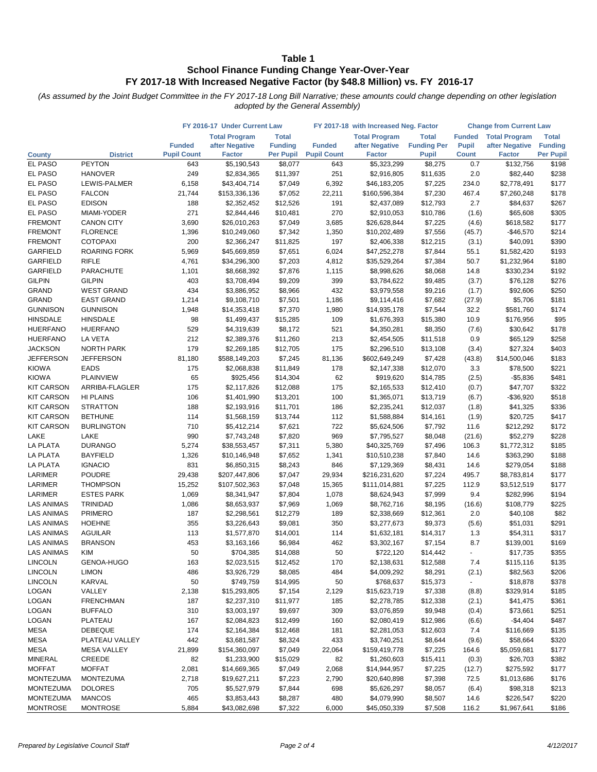# Table 1
## School Finance Funding Change Year-Over-Year
## FY 2017-18 With Increased Negative Factor (by $48.8 Million) vs. FY 2016-17

*(As assumed by the Joint Budget Committee in the FY 2017-18 Long Bill Narrative; these amounts could change depending on other legislation adopted by the General Assembly)*

| | | FY 2016-17 Under Current Law | | | FY 2017-18 with Increased Neg. Factor | | | Change from Current Law | | |
|---|---|---|---|---|---|---|---|---|---|---|
| County | District | Funded Pupil Count | Total Program after Negative Factor | Total Funding Per Pupil | Funded Pupil Count | Total Program after Negative Factor | Total Funding Per Pupil | Funded Pupil Count | Total Program after Negative Factor | Total Funding Per Pupil |
| EL PASO | PEYTON | 643 | $5,190,543 | $8,077 | 643 | $5,323,299 | $8,275 | 0.7 | $132,756 | $198 |
| EL PASO | HANOVER | 249 | $2,834,365 | $11,397 | 251 | $2,916,805 | $11,635 | 2.0 | $82,440 | $238 |
| EL PASO | LEWIS-PALMER | 6,158 | $43,404,714 | $7,049 | 6,392 | $46,183,205 | $7,225 | 234.0 | $2,778,491 | $177 |
| EL PASO | FALCON | 21,744 | $153,336,136 | $7,052 | 22,211 | $160,596,384 | $7,230 | 467.4 | $7,260,248 | $178 |
| EL PASO | EDISON | 188 | $2,352,452 | $12,526 | 191 | $2,437,089 | $12,793 | 2.7 | $84,637 | $267 |
| EL PASO | MIAMI-YODER | 271 | $2,844,446 | $10,481 | 270 | $2,910,053 | $10,786 | (1.6) | $65,608 | $305 |
| FREMONT | CANON CITY | 3,690 | $26,010,263 | $7,049 | 3,685 | $26,628,844 | $7,225 | (4.6) | $618,582 | $177 |
| FREMONT | FLORENCE | 1,396 | $10,249,060 | $7,342 | 1,350 | $10,202,489 | $7,556 | (45.7) | -$46,570 | $214 |
| FREMONT | COTOPAXI | 200 | $2,366,247 | $11,825 | 197 | $2,406,338 | $12,215 | (3.1) | $40,091 | $390 |
| GARFIELD | ROARING FORK | 5,969 | $45,669,859 | $7,651 | 6,024 | $47,252,278 | $7,844 | 55.1 | $1,582,420 | $193 |
| GARFIELD | RIFLE | 4,761 | $34,296,300 | $7,203 | 4,812 | $35,529,264 | $7,384 | 50.7 | $1,232,964 | $180 |
| GARFIELD | PARACHUTE | 1,101 | $8,668,392 | $7,876 | 1,115 | $8,998,626 | $8,068 | 14.8 | $330,234 | $192 |
| GILPIN | GILPIN | 403 | $3,708,494 | $9,209 | 399 | $3,784,622 | $9,485 | (3.7) | $76,128 | $276 |
| GRAND | WEST GRAND | 434 | $3,886,952 | $8,966 | 432 | $3,979,558 | $9,216 | (1.7) | $92,606 | $250 |
| GRAND | EAST GRAND | 1,214 | $9,108,710 | $7,501 | 1,186 | $9,114,416 | $7,682 | (27.9) | $5,706 | $181 |
| GUNNISON | GUNNISON | 1,948 | $14,353,418 | $7,370 | 1,980 | $14,935,178 | $7,544 | 32.2 | $581,760 | $174 |
| HINSDALE | HINSDALE | 98 | $1,499,437 | $15,285 | 109 | $1,676,393 | $15,380 | 10.9 | $176,956 | $95 |
| HUERFANO | HUERFANO | 529 | $4,319,639 | $8,172 | 521 | $4,350,281 | $8,350 | (7.6) | $30,642 | $178 |
| HUERFANO | LA VETA | 212 | $2,389,376 | $11,260 | 213 | $2,454,505 | $11,518 | 0.9 | $65,129 | $258 |
| JACKSON | NORTH PARK | 179 | $2,269,185 | $12,705 | 175 | $2,296,510 | $13,108 | (3.4) | $27,324 | $403 |
| JEFFERSON | JEFFERSON | 81,180 | $588,149,203 | $7,245 | 81,136 | $602,649,249 | $7,428 | (43.8) | $14,500,046 | $183 |
| KIOWA | EADS | 175 | $2,068,838 | $11,849 | 178 | $2,147,338 | $12,070 | 3.3 | $78,500 | $221 |
| KIOWA | PLAINVIEW | 65 | $925,456 | $14,304 | 62 | $919,620 | $14,785 | (2.5) | -$5,836 | $481 |
| KIT CARSON | ARRIBA-FLAGLER | 175 | $2,117,826 | $12,088 | 175 | $2,165,533 | $12,410 | (0.7) | $47,707 | $322 |
| KIT CARSON | HI PLAINS | 106 | $1,401,990 | $13,201 | 100 | $1,365,071 | $13,719 | (6.7) | -$36,920 | $518 |
| KIT CARSON | STRATTON | 188 | $2,193,916 | $11,701 | 186 | $2,235,241 | $12,037 | (1.8) | $41,325 | $336 |
| KIT CARSON | BETHUNE | 114 | $1,568,159 | $13,744 | 112 | $1,588,884 | $14,161 | (1.9) | $20,725 | $417 |
| KIT CARSON | BURLINGTON | 710 | $5,412,214 | $7,621 | 722 | $5,624,506 | $7,792 | 11.6 | $212,292 | $172 |
| LAKE | LAKE | 990 | $7,743,248 | $7,820 | 969 | $7,795,527 | $8,048 | (21.6) | $52,279 | $228 |
| LA PLATA | DURANGO | 5,274 | $38,553,457 | $7,311 | 5,380 | $40,325,769 | $7,496 | 106.3 | $1,772,312 | $185 |
| LA PLATA | BAYFIELD | 1,326 | $10,146,948 | $7,652 | 1,341 | $10,510,238 | $7,840 | 14.6 | $363,290 | $188 |
| LA PLATA | IGNACIO | 831 | $6,850,315 | $8,243 | 846 | $7,129,369 | $8,431 | 14.6 | $279,054 | $188 |
| LARIMER | POUDRE | 29,438 | $207,447,806 | $7,047 | 29,934 | $216,231,620 | $7,224 | 495.7 | $8,783,814 | $177 |
| LARIMER | THOMPSON | 15,252 | $107,502,363 | $7,048 | 15,365 | $111,014,881 | $7,225 | 112.9 | $3,512,519 | $177 |
| LARIMER | ESTES PARK | 1,069 | $8,341,947 | $7,804 | 1,078 | $8,624,943 | $7,999 | 9.4 | $282,996 | $194 |
| LAS ANIMAS | TRINIDAD | 1,086 | $8,653,937 | $7,969 | 1,069 | $8,762,716 | $8,195 | (16.6) | $108,779 | $225 |
| LAS ANIMAS | PRIMERO | 187 | $2,298,561 | $12,279 | 189 | $2,338,669 | $12,361 | 2.0 | $40,108 | $82 |
| LAS ANIMAS | HOEHNE | 355 | $3,226,643 | $9,081 | 350 | $3,277,673 | $9,373 | (5.6) | $51,031 | $291 |
| LAS ANIMAS | AGUILAR | 113 | $1,577,870 | $14,001 | 114 | $1,632,181 | $14,317 | 1.3 | $54,311 | $317 |
| LAS ANIMAS | BRANSON | 453 | $3,163,166 | $6,984 | 462 | $3,302,167 | $7,154 | 8.7 | $139,001 | $169 |
| LAS ANIMAS | KIM | 50 | $704,385 | $14,088 | 50 | $722,120 | $14,442 | - | $17,735 | $355 |
| LINCOLN | GENOA-HUGO | 163 | $2,023,515 | $12,452 | 170 | $2,138,631 | $12,588 | 7.4 | $115,116 | $135 |
| LINCOLN | LIMON | 486 | $3,926,729 | $8,085 | 484 | $4,009,292 | $8,291 | (2.1) | $82,563 | $206 |
| LINCOLN | KARVAL | 50 | $749,759 | $14,995 | 50 | $768,637 | $15,373 | - | $18,878 | $378 |
| LOGAN | VALLEY | 2,138 | $15,293,805 | $7,154 | 2,129 | $15,623,719 | $7,338 | (8.8) | $329,914 | $185 |
| LOGAN | FRENCHMAN | 187 | $2,237,310 | $11,977 | 185 | $2,278,785 | $12,338 | (2.1) | $41,475 | $361 |
| LOGAN | BUFFALO | 310 | $3,003,197 | $9,697 | 309 | $3,076,859 | $9,948 | (0.4) | $73,661 | $251 |
| LOGAN | PLATEAU | 167 | $2,084,823 | $12,499 | 160 | $2,080,419 | $12,986 | (6.6) | -$4,404 | $487 |
| MESA | DEBEQUE | 174 | $2,164,384 | $12,468 | 181 | $2,281,053 | $12,603 | 7.4 | $116,669 | $135 |
| MESA | PLATEAU VALLEY | 442 | $3,681,587 | $8,324 | 433 | $3,740,251 | $8,644 | (9.6) | $58,664 | $320 |
| MESA | MESA VALLEY | 21,899 | $154,360,097 | $7,049 | 22,064 | $159,419,778 | $7,225 | 164.6 | $5,059,681 | $177 |
| MINERAL | CREEDE | 82 | $1,233,900 | $15,029 | 82 | $1,260,603 | $15,411 | (0.3) | $26,703 | $382 |
| MOFFAT | MOFFAT | 2,081 | $14,669,365 | $7,049 | 2,068 | $14,944,957 | $7,225 | (12.7) | $275,592 | $177 |
| MONTEZUMA | MONTEZUMA | 2,718 | $19,627,211 | $7,223 | 2,790 | $20,640,898 | $7,398 | 72.5 | $1,013,686 | $176 |
| MONTEZUMA | DOLORES | 705 | $5,527,979 | $7,844 | 698 | $5,626,297 | $8,057 | (6.4) | $98,318 | $213 |
| MONTEZUMA | MANCOS | 465 | $3,853,443 | $8,287 | 480 | $4,079,990 | $8,507 | 14.6 | $226,547 | $220 |
| MONTROSE | MONTROSE | 5,884 | $43,082,698 | $7,322 | 6,000 | $45,050,339 | $7,508 | 116.2 | $1,967,641 | $186 |

*Prepared by Legislative Council Staff* — *4/12/2017*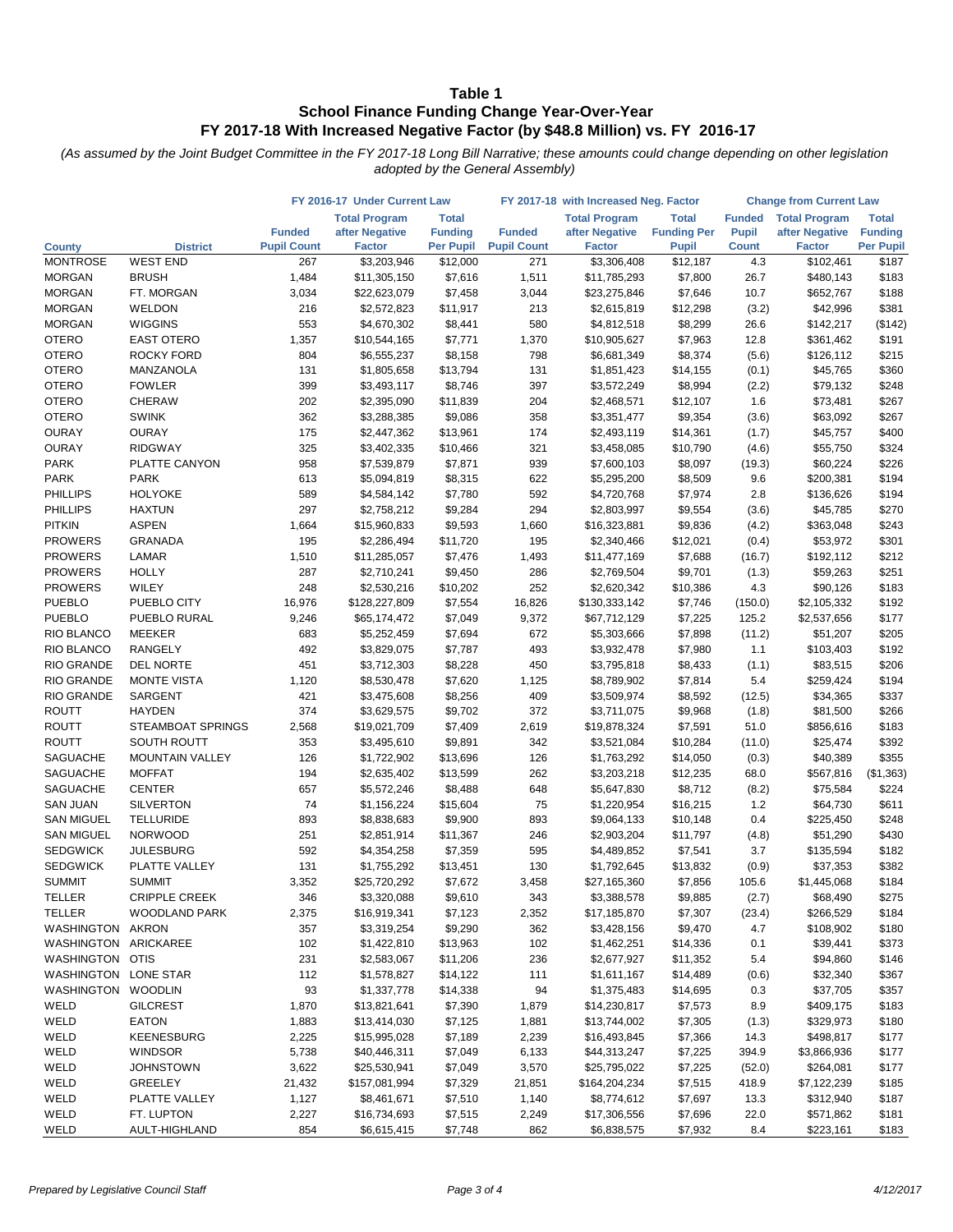# Table 1
## School Finance Funding Change Year-Over-Year
## FY 2017-18 With Increased Negative Factor (by $48.8 Million) vs. FY 2016-17

*(As assumed by the Joint Budget Committee in the FY 2017-18 Long Bill Narrative; these amounts could change depending on other legislation adopted by the General Assembly)*

| | | FY 2016-17 Under Current Law | | | FY 2017-18 with Increased Neg. Factor | | | Change from Current Law | | |
|---|---|---|---|---|---|---|---|---|---|---|
| County | District | Funded Pupil Count | Total Program after Negative Factor | Total Funding Per Pupil | Funded Pupil Count | Total Program after Negative Factor | Total Funding Per Pupil | Funded Pupil Count | Total Program after Negative Factor | Total Funding Per Pupil |
| MONTROSE | WEST END | 267 | $3,203,946 | $12,000 | 271 | $3,306,408 | $12,187 | 4.3 | $102,461 | $187 |
| MORGAN | BRUSH | 1,484 | $11,305,150 | $7,616 | 1,511 | $11,785,293 | $7,800 | 26.7 | $480,143 | $183 |
| MORGAN | FT. MORGAN | 3,034 | $22,623,079 | $7,458 | 3,044 | $23,275,846 | $7,646 | 10.7 | $652,767 | $188 |
| MORGAN | WELDON | 216 | $2,572,823 | $11,917 | 213 | $2,615,819 | $12,298 | (3.2) | $42,996 | $381 |
| MORGAN | WIGGINS | 553 | $4,670,302 | $8,441 | 580 | $4,812,518 | $8,299 | 26.6 | $142,217 | ($142) |
| OTERO | EAST OTERO | 1,357 | $10,544,165 | $7,771 | 1,370 | $10,905,627 | $7,963 | 12.8 | $361,462 | $191 |
| OTERO | ROCKY FORD | 804 | $6,555,237 | $8,158 | 798 | $6,681,349 | $8,374 | (5.6) | $126,112 | $215 |
| OTERO | MANZANOLA | 131 | $1,805,658 | $13,794 | 131 | $1,851,423 | $14,155 | (0.1) | $45,765 | $360 |
| OTERO | FOWLER | 399 | $3,493,117 | $8,746 | 397 | $3,572,249 | $8,994 | (2.2) | $79,132 | $248 |
| OTERO | CHERAW | 202 | $2,395,090 | $11,839 | 204 | $2,468,571 | $12,107 | 1.6 | $73,481 | $267 |
| OTERO | SWINK | 362 | $3,288,385 | $9,086 | 358 | $3,351,477 | $9,354 | (3.6) | $63,092 | $267 |
| OURAY | OURAY | 175 | $2,447,362 | $13,961 | 174 | $2,493,119 | $14,361 | (1.7) | $45,757 | $400 |
| OURAY | RIDGWAY | 325 | $3,402,335 | $10,466 | 321 | $3,458,085 | $10,790 | (4.6) | $55,750 | $324 |
| PARK | PLATTE CANYON | 958 | $7,539,879 | $7,871 | 939 | $7,600,103 | $8,097 | (19.3) | $60,224 | $226 |
| PARK | PARK | 613 | $5,094,819 | $8,315 | 622 | $5,295,200 | $8,509 | 9.6 | $200,381 | $194 |
| PHILLIPS | HOLYOKE | 589 | $4,584,142 | $7,780 | 592 | $4,720,768 | $7,974 | 2.8 | $136,626 | $194 |
| PHILLIPS | HAXTUN | 297 | $2,758,212 | $9,284 | 294 | $2,803,997 | $9,554 | (3.6) | $45,785 | $270 |
| PITKIN | ASPEN | 1,664 | $15,960,833 | $9,593 | 1,660 | $16,323,881 | $9,836 | (4.2) | $363,048 | $243 |
| PROWERS | GRANADA | 195 | $2,286,494 | $11,720 | 195 | $2,340,466 | $12,021 | (0.4) | $53,972 | $301 |
| PROWERS | LAMAR | 1,510 | $11,285,057 | $7,476 | 1,493 | $11,477,169 | $7,688 | (16.7) | $192,112 | $212 |
| PROWERS | HOLLY | 287 | $2,710,241 | $9,450 | 286 | $2,769,504 | $9,701 | (1.3) | $59,263 | $251 |
| PROWERS | WILEY | 248 | $2,530,216 | $10,202 | 252 | $2,620,342 | $10,386 | 4.3 | $90,126 | $183 |
| PUEBLO | PUEBLO CITY | 16,976 | $128,227,809 | $7,554 | 16,826 | $130,333,142 | $7,746 | (150.0) | $2,105,332 | $192 |
| PUEBLO | PUEBLO RURAL | 9,246 | $65,174,472 | $7,049 | 9,372 | $67,712,129 | $7,225 | 125.2 | $2,537,656 | $177 |
| RIO BLANCO | MEEKER | 683 | $5,252,459 | $7,694 | 672 | $5,303,666 | $7,898 | (11.2) | $51,207 | $205 |
| RIO BLANCO | RANGELY | 492 | $3,829,075 | $7,787 | 493 | $3,932,478 | $7,980 | 1.1 | $103,403 | $192 |
| RIO GRANDE | DEL NORTE | 451 | $3,712,303 | $8,228 | 450 | $3,795,818 | $8,433 | (1.1) | $83,515 | $206 |
| RIO GRANDE | MONTE VISTA | 1,120 | $8,530,478 | $7,620 | 1,125 | $8,789,902 | $7,814 | 5.4 | $259,424 | $194 |
| RIO GRANDE | SARGENT | 421 | $3,475,608 | $8,256 | 409 | $3,509,974 | $8,592 | (12.5) | $34,365 | $337 |
| ROUTT | HAYDEN | 374 | $3,629,575 | $9,702 | 372 | $3,711,075 | $9,968 | (1.8) | $81,500 | $266 |
| ROUTT | STEAMBOAT SPRINGS | 2,568 | $19,021,709 | $7,409 | 2,619 | $19,878,324 | $7,591 | 51.0 | $856,616 | $183 |
| ROUTT | SOUTH ROUTT | 353 | $3,495,610 | $9,891 | 342 | $3,521,084 | $10,284 | (11.0) | $25,474 | $392 |
| SAGUACHE | MOUNTAIN VALLEY | 126 | $1,722,902 | $13,696 | 126 | $1,763,292 | $14,050 | (0.3) | $40,389 | $355 |
| SAGUACHE | MOFFAT | 194 | $2,635,402 | $13,599 | 262 | $3,203,218 | $12,235 | 68.0 | $567,816 | ($1,363) |
| SAGUACHE | CENTER | 657 | $5,572,246 | $8,488 | 648 | $5,647,830 | $8,712 | (8.2) | $75,584 | $224 |
| SAN JUAN | SILVERTON | 74 | $1,156,224 | $15,604 | 75 | $1,220,954 | $16,215 | 1.2 | $64,730 | $611 |
| SAN MIGUEL | TELLURIDE | 893 | $8,838,683 | $9,900 | 893 | $9,064,133 | $10,148 | 0.4 | $225,450 | $248 |
| SAN MIGUEL | NORWOOD | 251 | $2,851,914 | $11,367 | 246 | $2,903,204 | $11,797 | (4.8) | $51,290 | $430 |
| SEDGWICK | JULESBURG | 592 | $4,354,258 | $7,359 | 595 | $4,489,852 | $7,541 | 3.7 | $135,594 | $182 |
| SEDGWICK | PLATTE VALLEY | 131 | $1,755,292 | $13,451 | 130 | $1,792,645 | $13,832 | (0.9) | $37,353 | $382 |
| SUMMIT | SUMMIT | 3,352 | $25,720,292 | $7,672 | 3,458 | $27,165,360 | $7,856 | 105.6 | $1,445,068 | $184 |
| TELLER | CRIPPLE CREEK | 346 | $3,320,088 | $9,610 | 343 | $3,388,578 | $9,885 | (2.7) | $68,490 | $275 |
| TELLER | WOODLAND PARK | 2,375 | $16,919,341 | $7,123 | 2,352 | $17,185,870 | $7,307 | (23.4) | $266,529 | $184 |
| WASHINGTON | AKRON | 357 | $3,319,254 | $9,290 | 362 | $3,428,156 | $9,470 | 4.7 | $108,902 | $180 |
| WASHINGTON | ARICKAREE | 102 | $1,422,810 | $13,963 | 102 | $1,462,251 | $14,336 | 0.1 | $39,441 | $373 |
| WASHINGTON | OTIS | 231 | $2,583,067 | $11,206 | 236 | $2,677,927 | $11,352 | 5.4 | $94,860 | $146 |
| WASHINGTON | LONE STAR | 112 | $1,578,827 | $14,122 | 111 | $1,611,167 | $14,489 | (0.6) | $32,340 | $367 |
| WASHINGTON | WOODLIN | 93 | $1,337,778 | $14,338 | 94 | $1,375,483 | $14,695 | 0.3 | $37,705 | $357 |
| WELD | GILCREST | 1,870 | $13,821,641 | $7,390 | 1,879 | $14,230,817 | $7,573 | 8.9 | $409,175 | $183 |
| WELD | EATON | 1,883 | $13,414,030 | $7,125 | 1,881 | $13,744,002 | $7,305 | (1.3) | $329,973 | $180 |
| WELD | KEENESBURG | 2,225 | $15,995,028 | $7,189 | 2,239 | $16,493,845 | $7,366 | 14.3 | $498,817 | $177 |
| WELD | WINDSOR | 5,738 | $40,446,311 | $7,049 | 6,133 | $44,313,247 | $7,225 | 394.9 | $3,866,936 | $177 |
| WELD | JOHNSTOWN | 3,622 | $25,530,941 | $7,049 | 3,570 | $25,795,022 | $7,225 | (52.0) | $264,081 | $177 |
| WELD | GREELEY | 21,432 | $157,081,994 | $7,329 | 21,851 | $164,204,234 | $7,515 | 418.9 | $7,122,239 | $185 |
| WELD | PLATTE VALLEY | 1,127 | $8,461,671 | $7,510 | 1,140 | $8,774,612 | $7,697 | 13.3 | $312,940 | $187 |
| WELD | FT. LUPTON | 2,227 | $16,734,693 | $7,515 | 2,249 | $17,306,556 | $7,696 | 22.0 | $571,862 | $181 |
| WELD | AULT-HIGHLAND | 854 | $6,615,415 | $7,748 | 862 | $6,838,575 | $7,932 | 8.4 | $223,161 | $183 |

*Prepared by Legislative Council Staff* | *4/12/2017*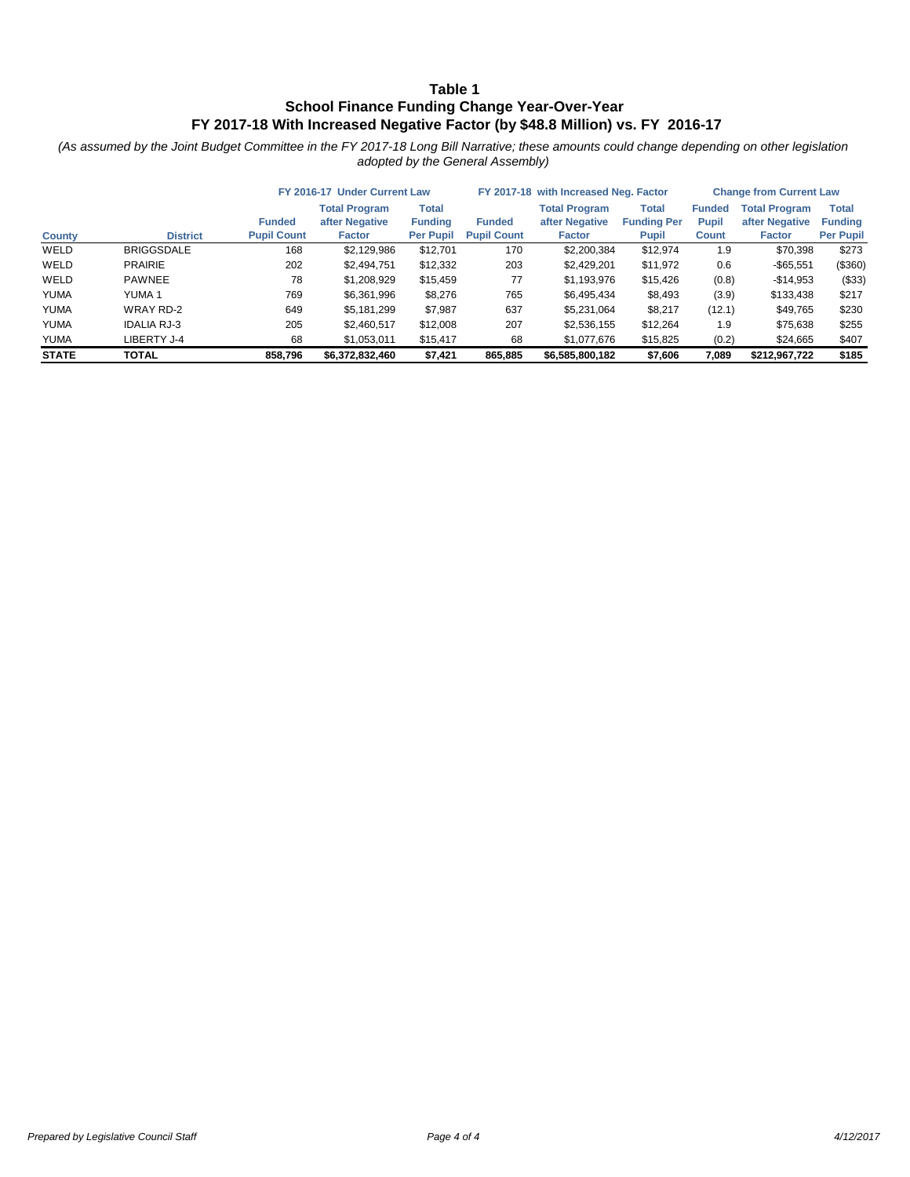# Table 1
## School Finance Funding Change Year-Over-Year
## FY 2017-18 With Increased Negative Factor (by $48.8 Million) vs. FY 2016-17

*(As assumed by the Joint Budget Committee in the FY 2017-18 Long Bill Narrative; these amounts could change depending on other legislation adopted by the General Assembly)*

| | | FY 2016-17 Under Current Law | | | FY 2017-18 with Increased Neg. Factor | | | Change from Current Law | | |
|---|---|---|---|---|---|---|---|---|---|---|
| County | District | Funded Pupil Count | Total Program after Negative Factor | Total Funding Per Pupil | Funded Pupil Count | Total Program after Negative Factor | Total Funding Per Pupil | Funded Pupil Count | Total Program after Negative Factor | Total Funding Per Pupil |
| WELD | BRIGGSDALE | 168 | $2,129,986 | $12,701 | 170 | $2,200,384 | $12,974 | 1.9 | $70,398 | $273 |
| WELD | PRAIRIE | 202 | $2,494,751 | $12,332 | 203 | $2,429,201 | $11,972 | 0.6 | -$65,551 | ($360) |
| WELD | PAWNEE | 78 | $1,208,929 | $15,459 | 77 | $1,193,976 | $15,426 | (0.8) | -$14,953 | ($33) |
| YUMA | YUMA 1 | 769 | $6,361,996 | $8,276 | 765 | $6,495,434 | $8,493 | (3.9) | $133,438 | $217 |
| YUMA | WRAY RD-2 | 649 | $5,181,299 | $7,987 | 637 | $5,231,064 | $8,217 | (12.1) | $49,765 | $230 |
| YUMA | IDALIA RJ-3 | 205 | $2,460,517 | $12,008 | 207 | $2,536,155 | $12,264 | 1.9 | $75,638 | $255 |
| YUMA | LIBERTY J-4 | 68 | $1,053,011 | $15,417 | 68 | $1,077,676 | $15,825 | (0.2) | $24,665 | $407 |
| **STATE** | **TOTAL** | **858,796** | **$6,372,832,460** | **$7,421** | **865,885** | **$6,585,800,182** | **$7,606** | **7,089** | **$212,967,722** | **$185** |